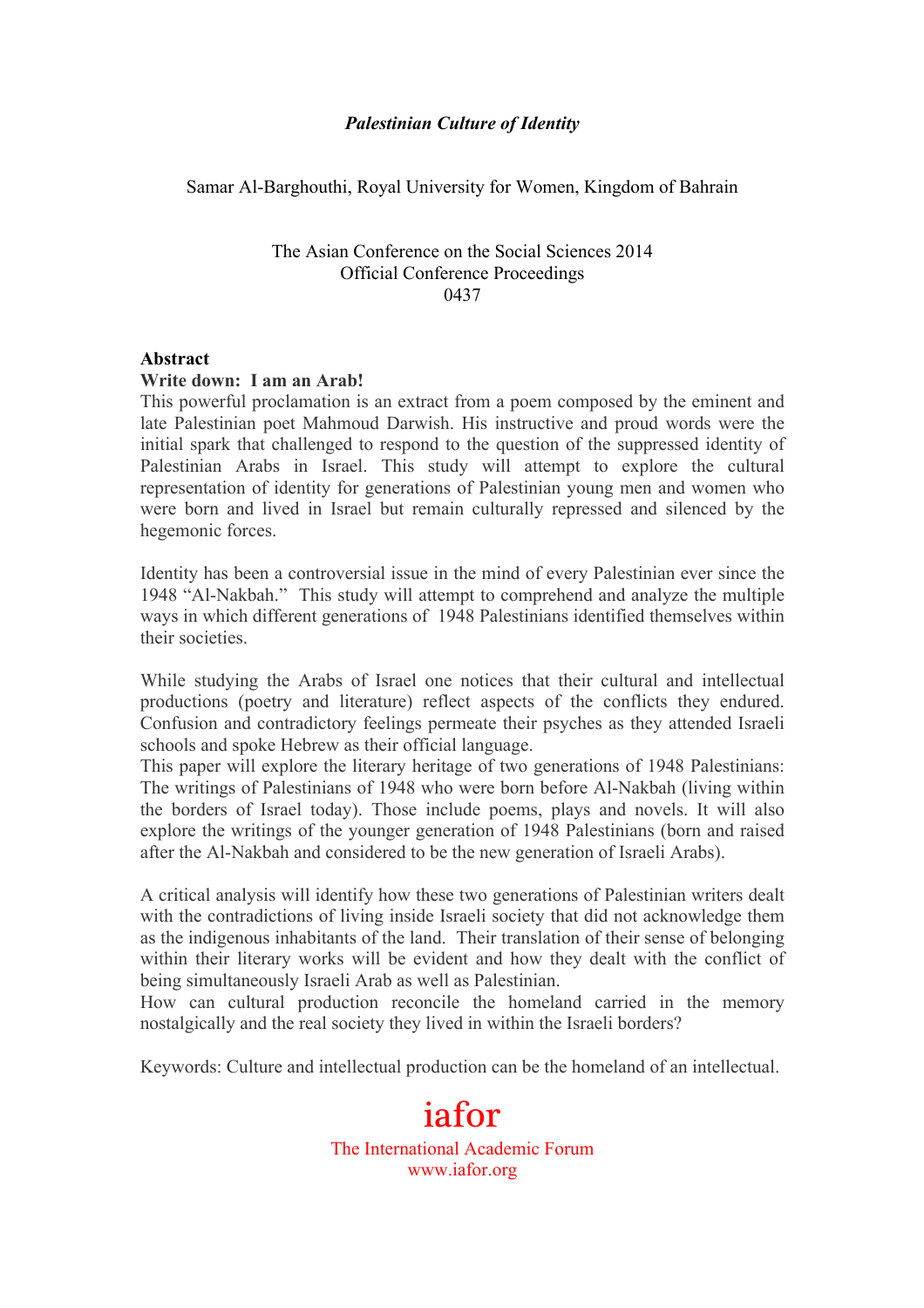# *Palestinian Culture of Identity*

Samar Al-Barghouthi, Royal University for Women, Kingdom of Bahrain

The Asian Conference on the Social Sciences 2014
Official Conference Proceedings
0437

**Abstract**

**Write down: I am an Arab!**

This powerful proclamation is an extract from a poem composed by the eminent and late Palestinian poet Mahmoud Darwish. His instructive and proud words were the initial spark that challenged to respond to the question of the suppressed identity of Palestinian Arabs in Israel. This study will attempt to explore the cultural representation of identity for generations of Palestinian young men and women who were born and lived in Israel but remain culturally repressed and silenced by the hegemonic forces.

Identity has been a controversial issue in the mind of every Palestinian ever since the 1948 "Al-Nakbah." This study will attempt to comprehend and analyze the multiple ways in which different generations of 1948 Palestinians identified themselves within their societies.

While studying the Arabs of Israel one notices that their cultural and intellectual productions (poetry and literature) reflect aspects of the conflicts they endured. Confusion and contradictory feelings permeate their psyches as they attended Israeli schools and spoke Hebrew as their official language.

This paper will explore the literary heritage of two generations of 1948 Palestinians: The writings of Palestinians of 1948 who were born before Al-Nakbah (living within the borders of Israel today). Those include poems, plays and novels. It will also explore the writings of the younger generation of 1948 Palestinians (born and raised after the Al-Nakbah and considered to be the new generation of Israeli Arabs).

A critical analysis will identify how these two generations of Palestinian writers dealt with the contradictions of living inside Israeli society that did not acknowledge them as the indigenous inhabitants of the land. Their translation of their sense of belonging within their literary works will be evident and how they dealt with the conflict of being simultaneously Israeli Arab as well as Palestinian.

How can cultural production reconcile the homeland carried in the memory nostalgically and the real society they lived in within the Israeli borders?

Keywords: Culture and intellectual production can be the homeland of an intellectual.

iafor

The International Academic Forum
www.iafor.org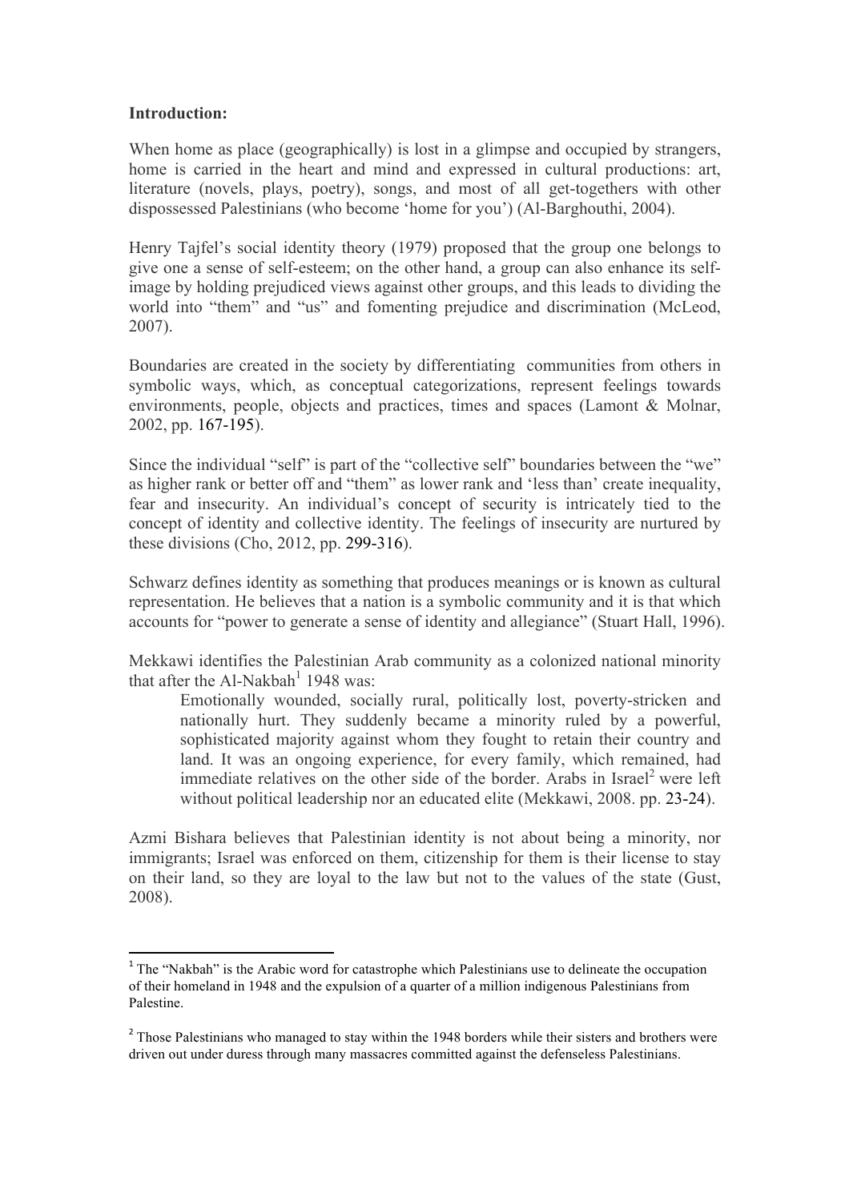**Introduction:**

When home as place (geographically) is lost in a glimpse and occupied by strangers, home is carried in the heart and mind and expressed in cultural productions: art, literature (novels, plays, poetry), songs, and most of all get-togethers with other dispossessed Palestinians (who become 'home for you') (Al-Barghouthi, 2004).

Henry Tajfel's social identity theory (1979) proposed that the group one belongs to give one a sense of self-esteem; on the other hand, a group can also enhance its self-image by holding prejudiced views against other groups, and this leads to dividing the world into "them" and "us" and fomenting prejudice and discrimination (McLeod, 2007).

Boundaries are created in the society by differentiating communities from others in symbolic ways, which, as conceptual categorizations, represent feelings towards environments, people, objects and practices, times and spaces (Lamont & Molnar, 2002, pp. 167-195).

Since the individual "self" is part of the "collective self" boundaries between the "we" as higher rank or better off and "them" as lower rank and 'less than' create inequality, fear and insecurity. An individual's concept of security is intricately tied to the concept of identity and collective identity. The feelings of insecurity are nurtured by these divisions (Cho, 2012, pp. 299-316).

Schwarz defines identity as something that produces meanings or is known as cultural representation. He believes that a nation is a symbolic community and it is that which accounts for "power to generate a sense of identity and allegiance" (Stuart Hall, 1996).

Mekkawi identifies the Palestinian Arab community as a colonized national minority that after the Al-Nakbah[1] 1948 was:

> Emotionally wounded, socially rural, politically lost, poverty-stricken and nationally hurt. They suddenly became a minority ruled by a powerful, sophisticated majority against whom they fought to retain their country and land. It was an ongoing experience, for every family, which remained, had immediate relatives on the other side of the border. Arabs in Israel[2] were left without political leadership nor an educated elite (Mekkawi, 2008. pp. 23-24).

Azmi Bishara believes that Palestinian identity is not about being a minority, nor immigrants; Israel was enforced on them, citizenship for them is their license to stay on their land, so they are loyal to the law but not to the values of the state (Gust, 2008).

---

[1] The "Nakbah" is the Arabic word for catastrophe which Palestinians use to delineate the occupation of their homeland in 1948 and the expulsion of a quarter of a million indigenous Palestinians from Palestine.

[2] Those Palestinians who managed to stay within the 1948 borders while their sisters and brothers were driven out under duress through many massacres committed against the defenseless Palestinians.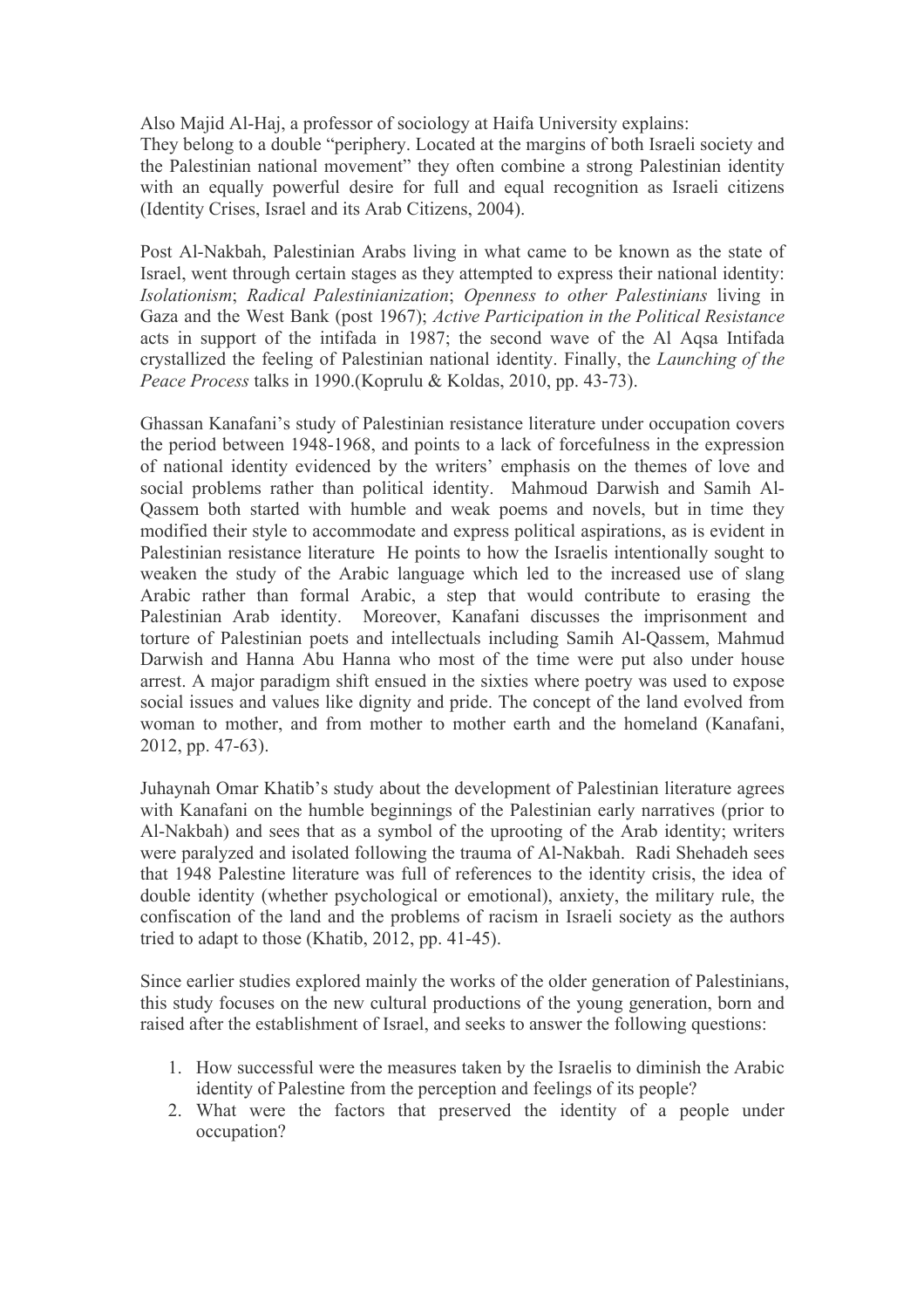Also Majid Al-Haj, a professor of sociology at Haifa University explains:
They belong to a double "periphery. Located at the margins of both Israeli society and the Palestinian national movement" they often combine a strong Palestinian identity with an equally powerful desire for full and equal recognition as Israeli citizens (Identity Crises, Israel and its Arab Citizens, 2004).

Post Al-Nakbah, Palestinian Arabs living in what came to be known as the state of Israel, went through certain stages as they attempted to express their national identity: *Isolationism*; *Radical Palestinianization*; *Openness to other Palestinians* living in Gaza and the West Bank (post 1967); *Active Participation in the Political Resistance* acts in support of the intifada in 1987; the second wave of the Al Aqsa Intifada crystallized the feeling of Palestinian national identity. Finally, the *Launching of the Peace Process* talks in 1990.(Koprulu & Koldas, 2010, pp. 43-73).

Ghassan Kanafani's study of Palestinian resistance literature under occupation covers the period between 1948-1968, and points to a lack of forcefulness in the expression of national identity evidenced by the writers' emphasis on the themes of love and social problems rather than political identity. Mahmoud Darwish and Samih Al-Qassem both started with humble and weak poems and novels, but in time they modified their style to accommodate and express political aspirations, as is evident in Palestinian resistance literature He points to how the Israelis intentionally sought to weaken the study of the Arabic language which led to the increased use of slang Arabic rather than formal Arabic, a step that would contribute to erasing the Palestinian Arab identity. Moreover, Kanafani discusses the imprisonment and torture of Palestinian poets and intellectuals including Samih Al-Qassem, Mahmud Darwish and Hanna Abu Hanna who most of the time were put also under house arrest. A major paradigm shift ensued in the sixties where poetry was used to expose social issues and values like dignity and pride. The concept of the land evolved from woman to mother, and from mother to mother earth and the homeland (Kanafani, 2012, pp. 47-63).

Juhaynah Omar Khatib's study about the development of Palestinian literature agrees with Kanafani on the humble beginnings of the Palestinian early narratives (prior to Al-Nakbah) and sees that as a symbol of the uprooting of the Arab identity; writers were paralyzed and isolated following the trauma of Al-Nakbah. Radi Shehadeh sees that 1948 Palestine literature was full of references to the identity crisis, the idea of double identity (whether psychological or emotional), anxiety, the military rule, the confiscation of the land and the problems of racism in Israeli society as the authors tried to adapt to those (Khatib, 2012, pp. 41-45).

Since earlier studies explored mainly the works of the older generation of Palestinians, this study focuses on the new cultural productions of the young generation, born and raised after the establishment of Israel, and seeks to answer the following questions:

1. How successful were the measures taken by the Israelis to diminish the Arabic identity of Palestine from the perception and feelings of its people?
2. What were the factors that preserved the identity of a people under occupation?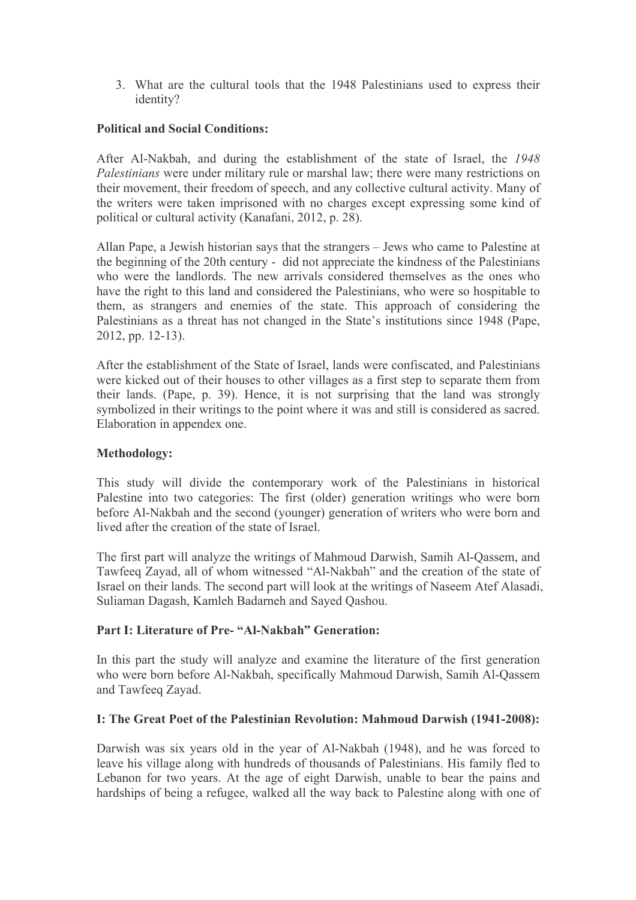3. What are the cultural tools that the 1948 Palestinians used to express their identity?

**Political and Social Conditions:**

After Al-Nakbah, and during the establishment of the state of Israel, the *1948 Palestinians* were under military rule or marshal law; there were many restrictions on their movement, their freedom of speech, and any collective cultural activity. Many of the writers were taken imprisoned with no charges except expressing some kind of political or cultural activity (Kanafani, 2012, p. 28).

Allan Pape, a Jewish historian says that the strangers – Jews who came to Palestine at the beginning of the 20th century - did not appreciate the kindness of the Palestinians who were the landlords. The new arrivals considered themselves as the ones who have the right to this land and considered the Palestinians, who were so hospitable to them, as strangers and enemies of the state. This approach of considering the Palestinians as a threat has not changed in the State's institutions since 1948 (Pape, 2012, pp. 12-13).

After the establishment of the State of Israel, lands were confiscated, and Palestinians were kicked out of their houses to other villages as a first step to separate them from their lands. (Pape, p. 39). Hence, it is not surprising that the land was strongly symbolized in their writings to the point where it was and still is considered as sacred. Elaboration in appendex one.

**Methodology:**

This study will divide the contemporary work of the Palestinians in historical Palestine into two categories: The first (older) generation writings who were born before Al-Nakbah and the second (younger) generation of writers who were born and lived after the creation of the state of Israel.

The first part will analyze the writings of Mahmoud Darwish, Samih Al-Qassem, and Tawfeeq Zayad, all of whom witnessed "Al-Nakbah" and the creation of the state of Israel on their lands. The second part will look at the writings of Naseem Atef Alasadi, Suliaman Dagash, Kamleh Badarneh and Sayed Qashou.

**Part I: Literature of Pre- "Al-Nakbah" Generation:**

In this part the study will analyze and examine the literature of the first generation who were born before Al-Nakbah, specifically Mahmoud Darwish, Samih Al-Qassem and Tawfeeq Zayad.

**I: The Great Poet of the Palestinian Revolution: Mahmoud Darwish (1941-2008):**

Darwish was six years old in the year of Al-Nakbah (1948), and he was forced to leave his village along with hundreds of thousands of Palestinians. His family fled to Lebanon for two years. At the age of eight Darwish, unable to bear the pains and hardships of being a refugee, walked all the way back to Palestine along with one of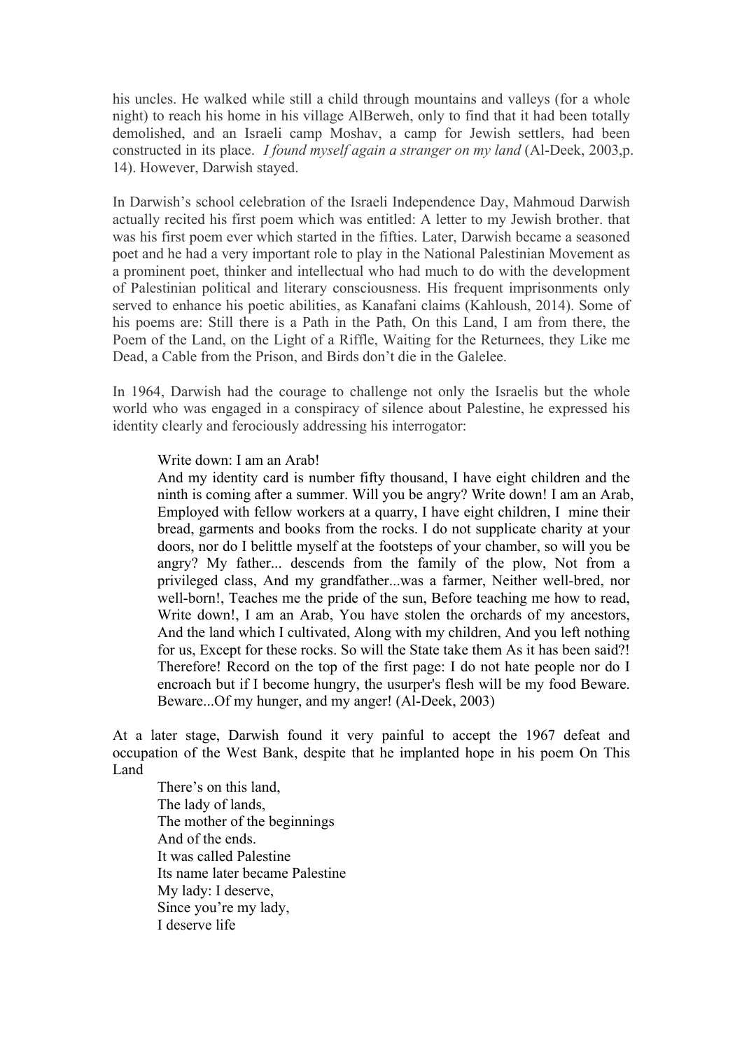his uncles. He walked while still a child through mountains and valleys (for a whole night) to reach his home in his village AlBerweh, only to find that it had been totally demolished, and an Israeli camp Moshav, a camp for Jewish settlers, had been constructed in its place. *I found myself again a stranger on my land* (Al-Deek, 2003,p. 14). However, Darwish stayed.

In Darwish's school celebration of the Israeli Independence Day, Mahmoud Darwish actually recited his first poem which was entitled: A letter to my Jewish brother. that was his first poem ever which started in the fifties. Later, Darwish became a seasoned poet and he had a very important role to play in the National Palestinian Movement as a prominent poet, thinker and intellectual who had much to do with the development of Palestinian political and literary consciousness. His frequent imprisonments only served to enhance his poetic abilities, as Kanafani claims (Kahloush, 2014). Some of his poems are: Still there is a Path in the Path, On this Land, I am from there, the Poem of the Land, on the Light of a Riffle, Waiting for the Returnees, they Like me Dead, a Cable from the Prison, and Birds don't die in the Galelee.

In 1964, Darwish had the courage to challenge not only the Israelis but the whole world who was engaged in a conspiracy of silence about Palestine, he expressed his identity clearly and ferociously addressing his interrogator:

> Write down: I am an Arab!
> And my identity card is number fifty thousand, I have eight children and the ninth is coming after a summer. Will you be angry? Write down! I am an Arab, Employed with fellow workers at a quarry, I have eight children, I mine their bread, garments and books from the rocks. I do not supplicate charity at your doors, nor do I belittle myself at the footsteps of your chamber, so will you be angry? My father... descends from the family of the plow, Not from a privileged class, And my grandfather...was a farmer, Neither well-bred, nor well-born!, Teaches me the pride of the sun, Before teaching me how to read, Write down!, I am an Arab, You have stolen the orchards of my ancestors, And the land which I cultivated, Along with my children, And you left nothing for us, Except for these rocks. So will the State take them As it has been said?! Therefore! Record on the top of the first page: I do not hate people nor do I encroach but if I become hungry, the usurper's flesh will be my food Beware. Beware...Of my hunger, and my anger! (Al-Deek, 2003)

At a later stage, Darwish found it very painful to accept the 1967 defeat and occupation of the West Bank, despite that he implanted hope in his poem On This Land

> There's on this land,
> The lady of lands,
> The mother of the beginnings
> And of the ends.
> It was called Palestine
> Its name later became Palestine
> My lady: I deserve,
> Since you're my lady,
> I deserve life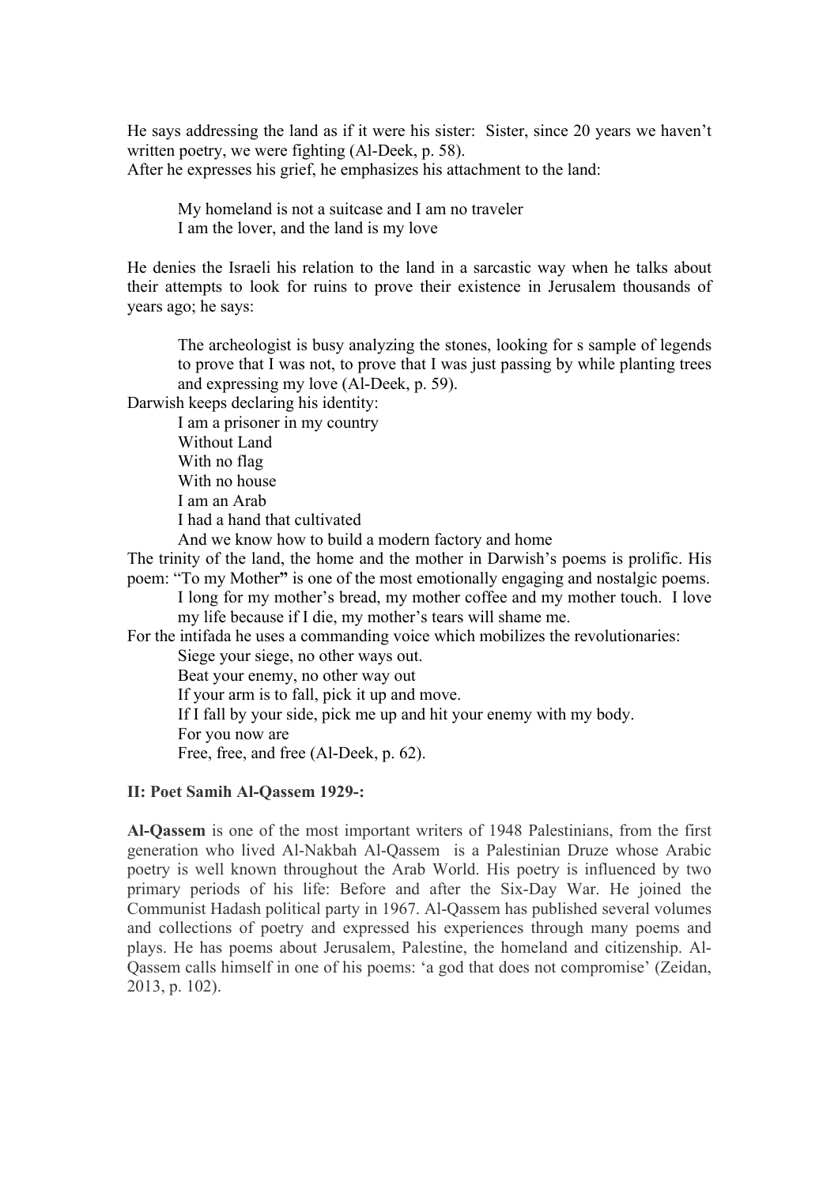He says addressing the land as if it were his sister: Sister, since 20 years we haven't written poetry, we were fighting (Al-Deek, p. 58).
After he expresses his grief, he emphasizes his attachment to the land:

> My homeland is not a suitcase and I am no traveler
> I am the lover, and the land is my love

He denies the Israeli his relation to the land in a sarcastic way when he talks about their attempts to look for ruins to prove their existence in Jerusalem thousands of years ago; he says:

> The archeologist is busy analyzing the stones, looking for s sample of legends to prove that I was not, to prove that I was just passing by while planting trees and expressing my love (Al-Deek, p. 59).

Darwish keeps declaring his identity:

> I am a prisoner in my country
> Without Land
> With no flag
> With no house
> I am an Arab
> I had a hand that cultivated
> And we know how to build a modern factory and home

The trinity of the land, the home and the mother in Darwish's poems is prolific. His poem: "To my Mother**"** is one of the most emotionally engaging and nostalgic poems.

> I long for my mother's bread, my mother coffee and my mother touch. I love my life because if I die, my mother's tears will shame me.

For the intifada he uses a commanding voice which mobilizes the revolutionaries:

> Siege your siege, no other ways out.
> Beat your enemy, no other way out
> If your arm is to fall, pick it up and move.
> If I fall by your side, pick me up and hit your enemy with my body.
> For you now are
> Free, free, and free (Al-Deek, p. 62).

**II: Poet Samih Al-Qassem 1929-:**

**Al-Qassem** is one of the most important writers of 1948 Palestinians, from the first generation who lived Al-Nakbah Al-Qassem is a Palestinian Druze whose Arabic poetry is well known throughout the Arab World. His poetry is influenced by two primary periods of his life: Before and after the Six-Day War. He joined the Communist Hadash political party in 1967. Al-Qassem has published several volumes and collections of poetry and expressed his experiences through many poems and plays. He has poems about Jerusalem, Palestine, the homeland and citizenship. Al-Qassem calls himself in one of his poems: 'a god that does not compromise' (Zeidan, 2013, p. 102).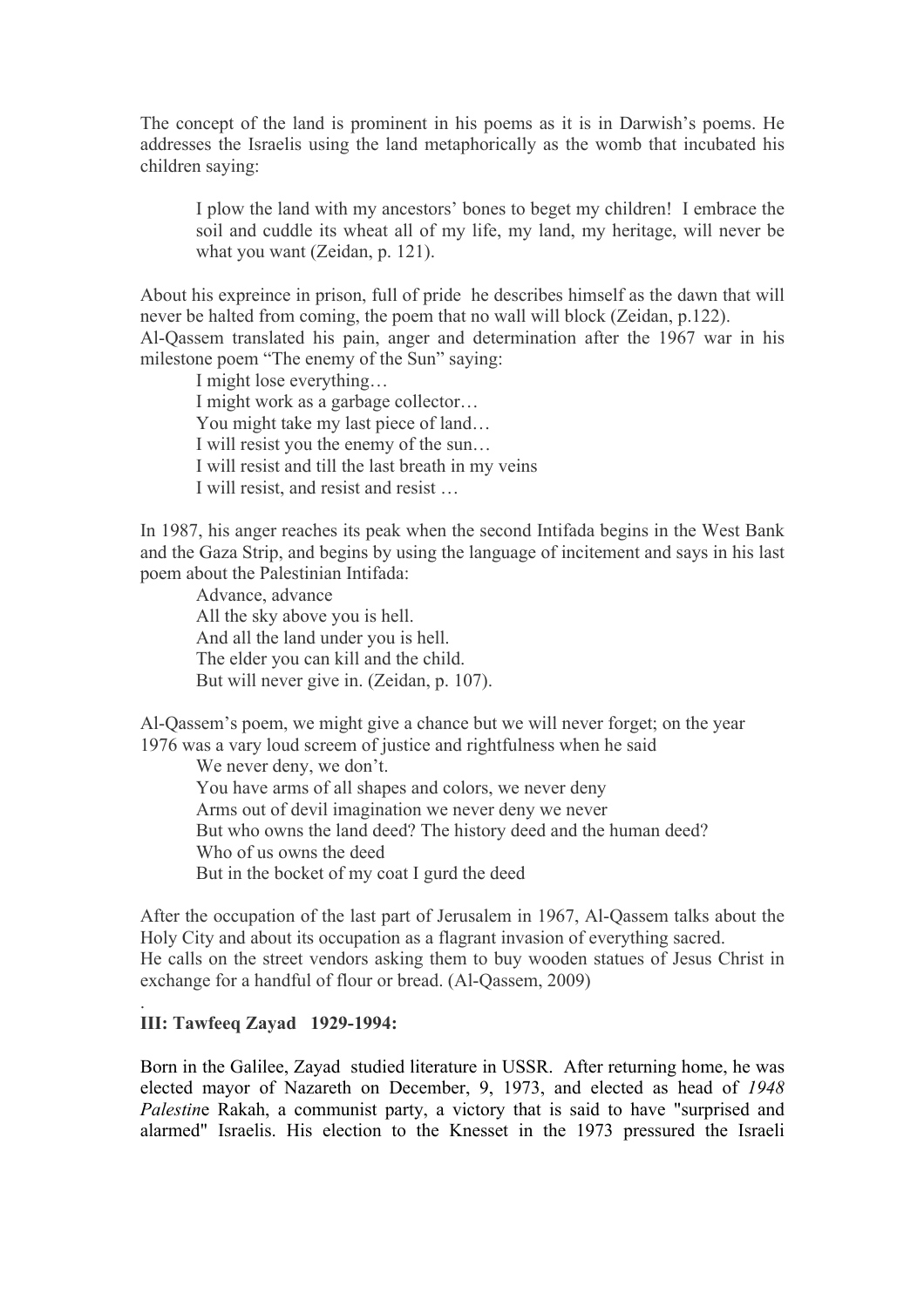The concept of the land is prominent in his poems as it is in Darwish's poems. He addresses the Israelis using the land metaphorically as the womb that incubated his children saying:

> I plow the land with my ancestors' bones to beget my children! I embrace the soil and cuddle its wheat all of my life, my land, my heritage, will never be what you want (Zeidan, p. 121).

About his expreince in prison, full of pride he describes himself as the dawn that will never be halted from coming, the poem that no wall will block (Zeidan, p.122).
Al-Qassem translated his pain, anger and determination after the 1967 war in his milestone poem "The enemy of the Sun" saying:

> I might lose everything…
> I might work as a garbage collector…
> You might take my last piece of land…
> I will resist you the enemy of the sun…
> I will resist and till the last breath in my veins
> I will resist, and resist and resist …

In 1987, his anger reaches its peak when the second Intifada begins in the West Bank and the Gaza Strip, and begins by using the language of incitement and says in his last poem about the Palestinian Intifada:

> Advance, advance
> All the sky above you is hell.
> And all the land under you is hell.
> The elder you can kill and the child.
> But will never give in. (Zeidan, p. 107).

Al-Qassem's poem, we might give a chance but we will never forget; on the year 1976 was a vary loud screem of justice and rightfulness when he said

> We never deny, we don't.
> You have arms of all shapes and colors, we never deny
> Arms out of devil imagination we never deny we never
> But who owns the land deed? The history deed and the human deed?
> Who of us owns the deed
> But in the bocket of my coat I gurd the deed

After the occupation of the last part of Jerusalem in 1967, Al-Qassem talks about the Holy City and about its occupation as a flagrant invasion of everything sacred.
He calls on the street vendors asking them to buy wooden statues of Jesus Christ in exchange for a handful of flour or bread. (Al-Qassem, 2009)

.

**III: Tawfeeq Zayad 1929-1994:**

Born in the Galilee, Zayad studied literature in USSR. After returning home, he was elected mayor of Nazareth on December, 9, 1973, and elected as head of *1948 Palestin*e Rakah, a communist party, a victory that is said to have "surprised and alarmed" Israelis. His election to the Knesset in the 1973 pressured the Israeli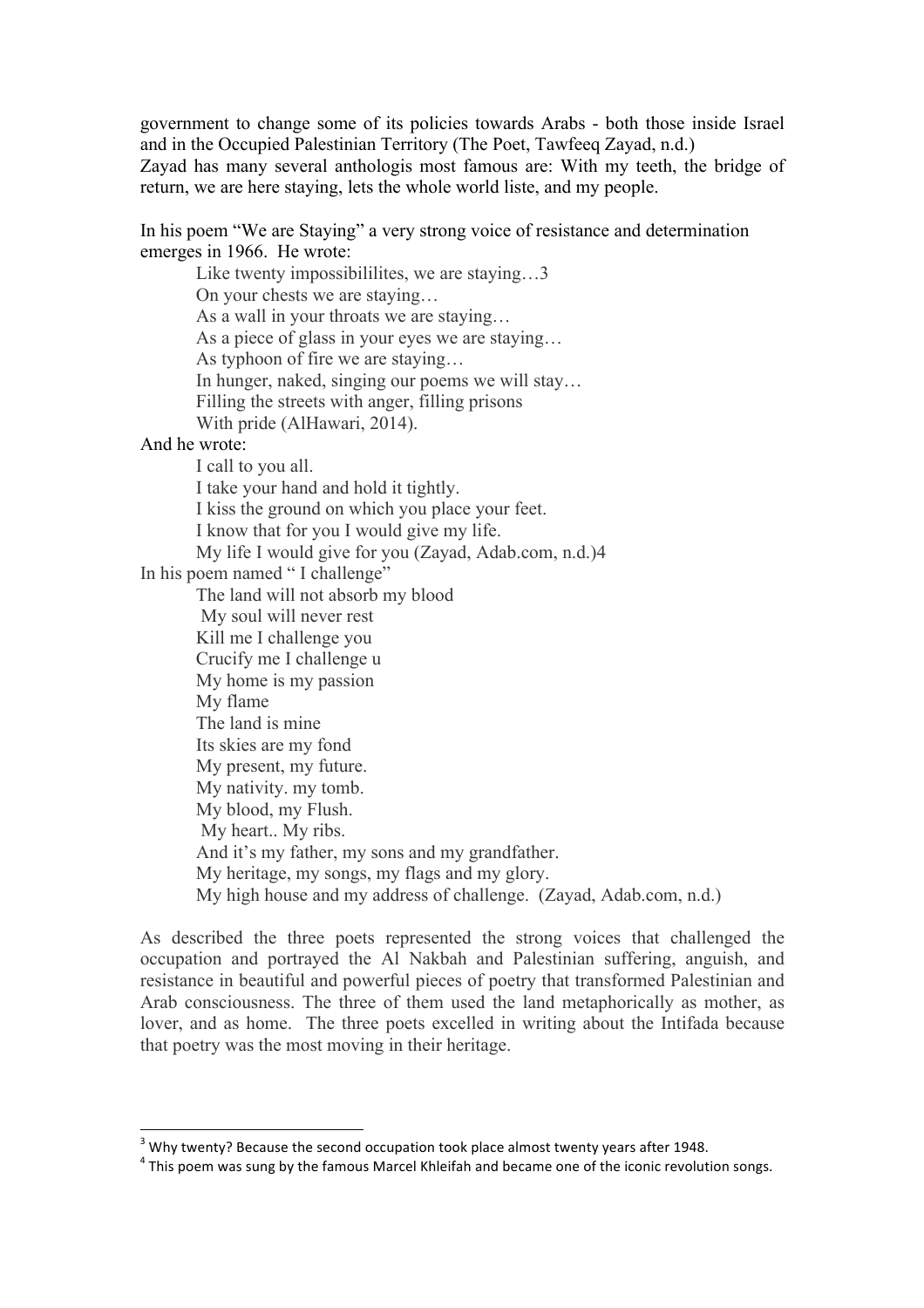government to change some of its policies towards Arabs - both those inside Israel and in the Occupied Palestinian Territory (The Poet, Tawfeeq Zayad, n.d.)
Zayad has many several anthologis most famous are: With my teeth, the bridge of return, we are here staying, lets the whole world liste, and my people.

In his poem "We are Staying" a very strong voice of resistance and determination emerges in 1966. He wrote:

> Like twenty impossibililites, we are staying…[3]
> On your chests we are staying…
> As a wall in your throats we are staying…
> As a piece of glass in your eyes we are staying…
> As typhoon of fire we are staying…
> In hunger, naked, singing our poems we will stay…
> Filling the streets with anger, filling prisons
> With pride (AlHawari, 2014).

And he wrote:

> I call to you all.
> I take your hand and hold it tightly.
> I kiss the ground on which you place your feet.
> I know that for you I would give my life.
> My life I would give for you (Zayad, Adab.com, n.d.)[4]

In his poem named " I challenge"

> The land will not absorb my blood
> My soul will never rest
> Kill me I challenge you
> Crucify me I challenge u
> My home is my passion
> My flame
> The land is mine
> Its skies are my fond
> My present, my future.
> My nativity. my tomb.
> My blood, my Flush.
> My heart.. My ribs.
> And it's my father, my sons and my grandfather.
> My heritage, my songs, my flags and my glory.
> My high house and my address of challenge. (Zayad, Adab.com, n.d.)

As described the three poets represented the strong voices that challenged the occupation and portrayed the Al Nakbah and Palestinian suffering, anguish, and resistance in beautiful and powerful pieces of poetry that transformed Palestinian and Arab consciousness. The three of them used the land metaphorically as mother, as lover, and as home. The three poets excelled in writing about the Intifada because that poetry was the most moving in their heritage.

---

[3] Why twenty? Because the second occupation took place almost twenty years after 1948.

[4] This poem was sung by the famous Marcel Khleifah and became one of the iconic revolution songs.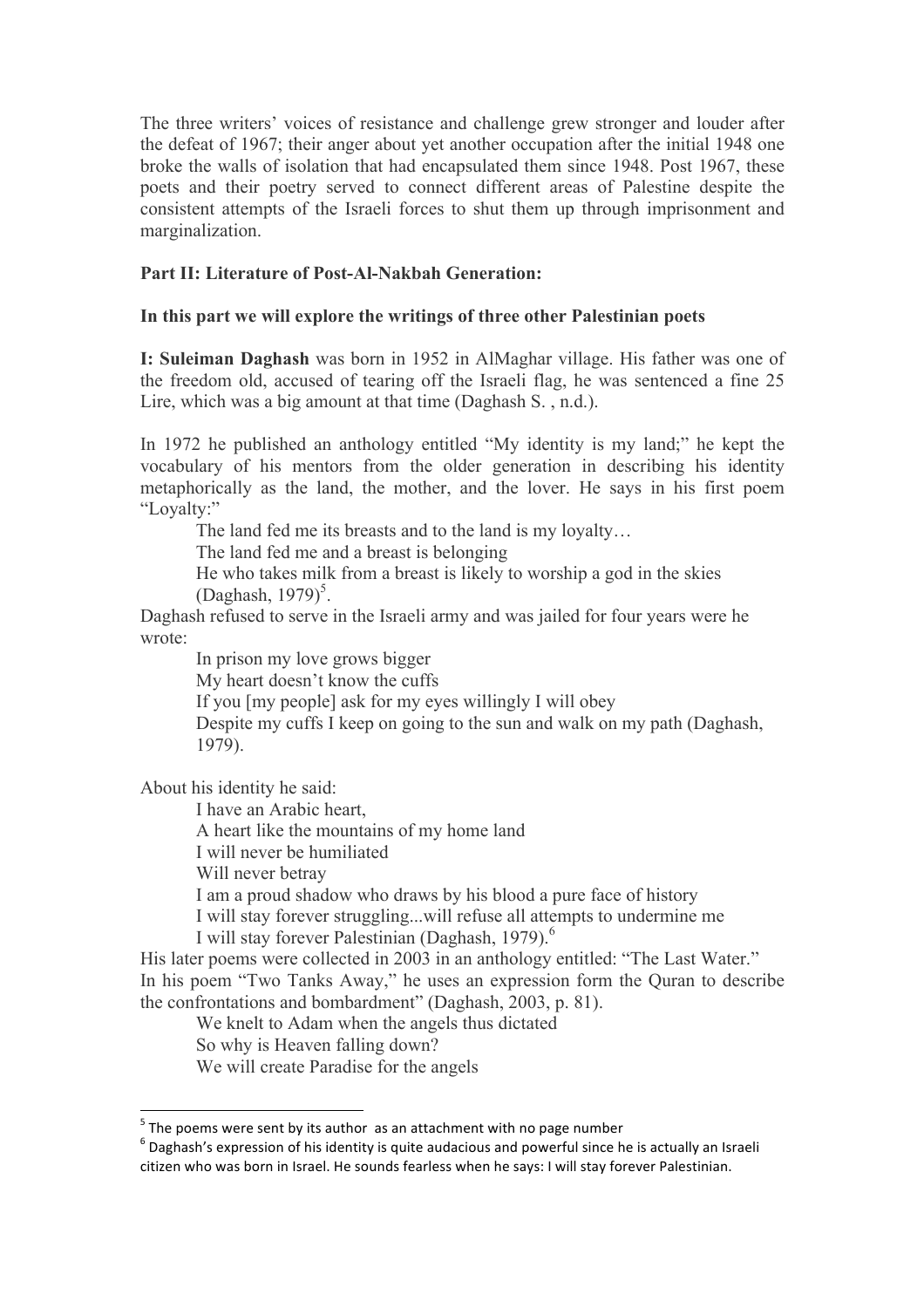The three writers' voices of resistance and challenge grew stronger and louder after the defeat of 1967; their anger about yet another occupation after the initial 1948 one broke the walls of isolation that had encapsulated them since 1948. Post 1967, these poets and their poetry served to connect different areas of Palestine despite the consistent attempts of the Israeli forces to shut them up through imprisonment and marginalization.

**Part II: Literature of Post-Al-Nakbah Generation:**

**In this part we will explore the writings of three other Palestinian poets**

**I: Suleiman Daghash** was born in 1952 in AlMaghar village. His father was one of the freedom old, accused of tearing off the Israeli flag, he was sentenced a fine 25 Lire, which was a big amount at that time (Daghash S. , n.d.).

In 1972 he published an anthology entitled "My identity is my land;" he kept the vocabulary of his mentors from the older generation in describing his identity metaphorically as the land, the mother, and the lover. He says in his first poem "Loyalty:"

> The land fed me its breasts and to the land is my loyalty…
> The land fed me and a breast is belonging
> He who takes milk from a breast is likely to worship a god in the skies (Daghash, 1979)[5].

Daghash refused to serve in the Israeli army and was jailed for four years were he wrote:

> In prison my love grows bigger
> My heart doesn't know the cuffs
> If you [my people] ask for my eyes willingly I will obey
> Despite my cuffs I keep on going to the sun and walk on my path (Daghash, 1979).

About his identity he said:

> I have an Arabic heart,
> A heart like the mountains of my home land
> I will never be humiliated
> Will never betray
> I am a proud shadow who draws by his blood a pure face of history
> I will stay forever struggling...will refuse all attempts to undermine me
> I will stay forever Palestinian (Daghash, 1979).[6]

His later poems were collected in 2003 in an anthology entitled: "The Last Water." In his poem "Two Tanks Away," he uses an expression form the Quran to describe the confrontations and bombardment" (Daghash, 2003, p. 81).

> We knelt to Adam when the angels thus dictated
> So why is Heaven falling down?
> We will create Paradise for the angels

---

[5] The poems were sent by its author as an attachment with no page number

[6] Daghash's expression of his identity is quite audacious and powerful since he is actually an Israeli citizen who was born in Israel. He sounds fearless when he says: I will stay forever Palestinian.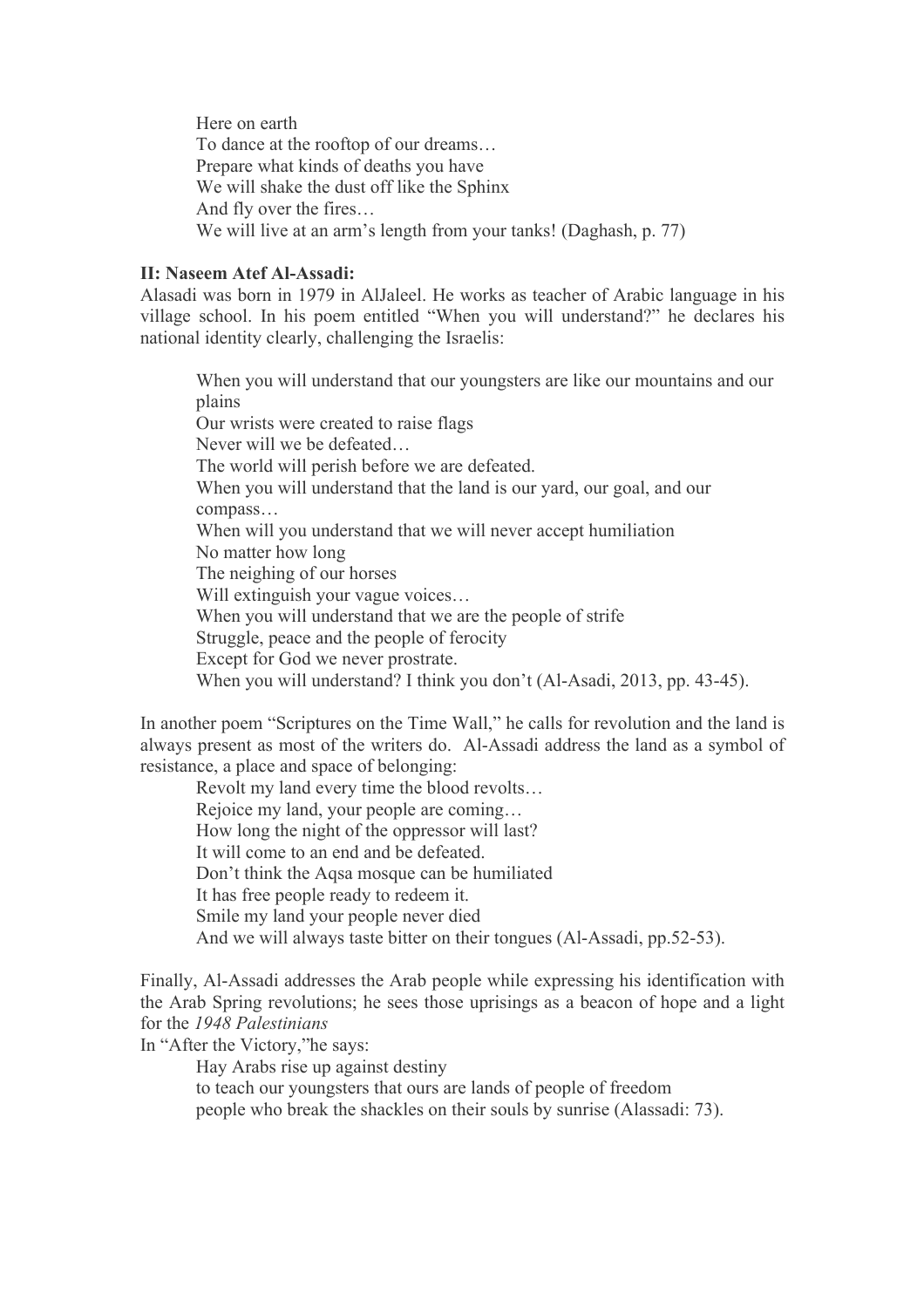Here on earth
To dance at the rooftop of our dreams…
Prepare what kinds of deaths you have
We will shake the dust off like the Sphinx
And fly over the fires…
We will live at an arm's length from your tanks! (Daghash, p. 77)

**II: Naseem Atef Al-Assadi:**

Alasadi was born in 1979 in AlJaleel. He works as teacher of Arabic language in his village school. In his poem entitled "When you will understand?" he declares his national identity clearly, challenging the Israelis:

> When you will understand that our youngsters are like our mountains and our plains
> Our wrists were created to raise flags
> Never will we be defeated…
> The world will perish before we are defeated.
> When you will understand that the land is our yard, our goal, and our compass…
> When will you understand that we will never accept humiliation
> No matter how long
> The neighing of our horses
> Will extinguish your vague voices…
> When you will understand that we are the people of strife
> Struggle, peace and the people of ferocity
> Except for God we never prostrate.
> When you will understand? I think you don't (Al-Asadi, 2013, pp. 43-45).

In another poem "Scriptures on the Time Wall," he calls for revolution and the land is always present as most of the writers do. Al-Assadi address the land as a symbol of resistance, a place and space of belonging:

> Revolt my land every time the blood revolts…
> Rejoice my land, your people are coming…
> How long the night of the oppressor will last?
> It will come to an end and be defeated.
> Don't think the Aqsa mosque can be humiliated
> It has free people ready to redeem it.
> Smile my land your people never died
> And we will always taste bitter on their tongues (Al-Assadi, pp.52-53).

Finally, Al-Assadi addresses the Arab people while expressing his identification with the Arab Spring revolutions; he sees those uprisings as a beacon of hope and a light for the *1948 Palestinians*

In "After the Victory,"he says:

> Hay Arabs rise up against destiny
> to teach our youngsters that ours are lands of people of freedom
> people who break the shackles on their souls by sunrise (Alassadi: 73).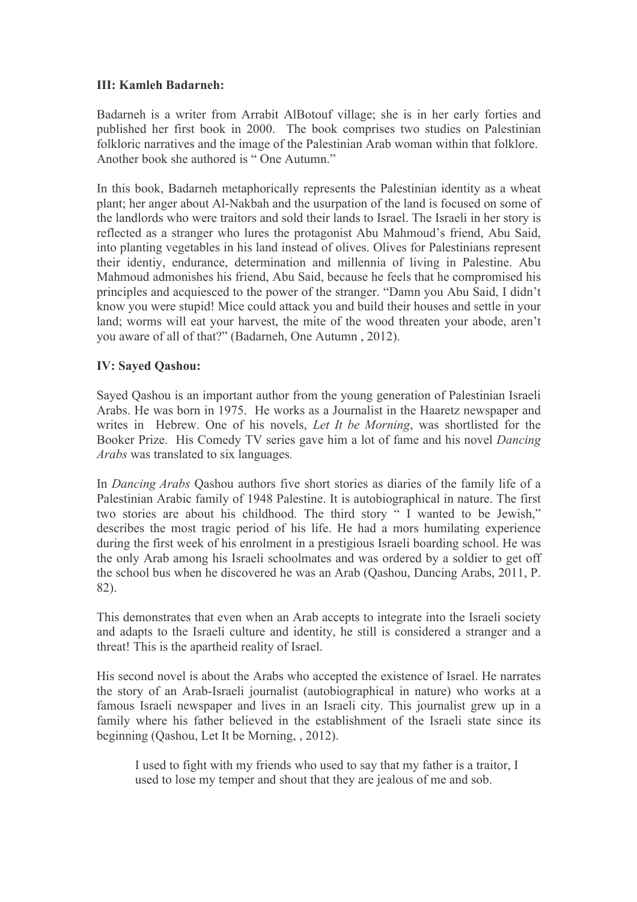**III: Kamleh Badarneh:**

Badarneh is a writer from Arrabit AlBotouf village; she is in her early forties and published her first book in 2000. The book comprises two studies on Palestinian folkloric narratives and the image of the Palestinian Arab woman within that folklore. Another book she authored is " One Autumn."

In this book, Badarneh metaphorically represents the Palestinian identity as a wheat plant; her anger about Al-Nakbah and the usurpation of the land is focused on some of the landlords who were traitors and sold their lands to Israel. The Israeli in her story is reflected as a stranger who lures the protagonist Abu Mahmoud's friend, Abu Said, into planting vegetables in his land instead of olives. Olives for Palestinians represent their identiy, endurance, determination and millennia of living in Palestine. Abu Mahmoud admonishes his friend, Abu Said, because he feels that he compromised his principles and acquiesced to the power of the stranger. "Damn you Abu Said, I didn't know you were stupid! Mice could attack you and build their houses and settle in your land; worms will eat your harvest, the mite of the wood threaten your abode, aren't you aware of all of that?" (Badarneh, One Autumn , 2012).

**IV: Sayed Qashou:**

Sayed Qashou is an important author from the young generation of Palestinian Israeli Arabs. He was born in 1975. He works as a Journalist in the Haaretz newspaper and writes in Hebrew. One of his novels, *Let It be Morning*, was shortlisted for the Booker Prize. His Comedy TV series gave him a lot of fame and his novel *Dancing Arabs* was translated to six languages*.*

In *Dancing Arabs* Qashou authors five short stories as diaries of the family life of a Palestinian Arabic family of 1948 Palestine. It is autobiographical in nature. The first two stories are about his childhood. The third story " I wanted to be Jewish," describes the most tragic period of his life. He had a mors humilating experience during the first week of his enrolment in a prestigious Israeli boarding school. He was the only Arab among his Israeli schoolmates and was ordered by a soldier to get off the school bus when he discovered he was an Arab (Qashou, Dancing Arabs, 2011, P. 82).

This demonstrates that even when an Arab accepts to integrate into the Israeli society and adapts to the Israeli culture and identity, he still is considered a stranger and a threat! This is the apartheid reality of Israel.

His second novel is about the Arabs who accepted the existence of Israel. He narrates the story of an Arab-Israeli journalist (autobiographical in nature) who works at a famous Israeli newspaper and lives in an Israeli city. This journalist grew up in a family where his father believed in the establishment of the Israeli state since its beginning (Qashou, Let It be Morning, , 2012).

> I used to fight with my friends who used to say that my father is a traitor, I used to lose my temper and shout that they are jealous of me and sob.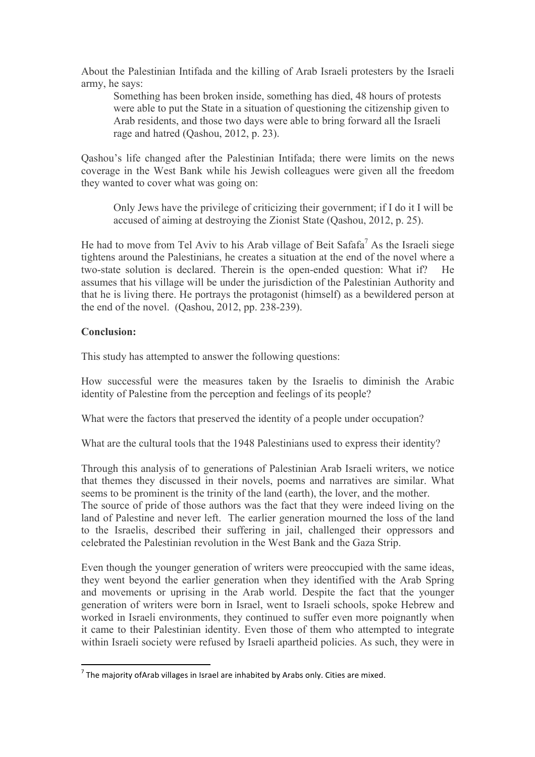About the Palestinian Intifada and the killing of Arab Israeli protesters by the Israeli army, he says:

> Something has been broken inside, something has died, 48 hours of protests were able to put the State in a situation of questioning the citizenship given to Arab residents, and those two days were able to bring forward all the Israeli rage and hatred (Qashou, 2012, p. 23).

Qashou's life changed after the Palestinian Intifada; there were limits on the news coverage in the West Bank while his Jewish colleagues were given all the freedom they wanted to cover what was going on:

> Only Jews have the privilege of criticizing their government; if I do it I will be accused of aiming at destroying the Zionist State (Qashou, 2012, p. 25).

He had to move from Tel Aviv to his Arab village of Beit Safafa[7] As the Israeli siege tightens around the Palestinians, he creates a situation at the end of the novel where a two-state solution is declared. Therein is the open-ended question: What if? He assumes that his village will be under the jurisdiction of the Palestinian Authority and that he is living there. He portrays the protagonist (himself) as a bewildered person at the end of the novel. (Qashou, 2012, pp. 238-239).

**Conclusion:**

This study has attempted to answer the following questions:

How successful were the measures taken by the Israelis to diminish the Arabic identity of Palestine from the perception and feelings of its people?

What were the factors that preserved the identity of a people under occupation?

What are the cultural tools that the 1948 Palestinians used to express their identity?

Through this analysis of to generations of Palestinian Arab Israeli writers, we notice that themes they discussed in their novels, poems and narratives are similar. What seems to be prominent is the trinity of the land (earth), the lover, and the mother. The source of pride of those authors was the fact that they were indeed living on the land of Palestine and never left. The earlier generation mourned the loss of the land to the Israelis, described their suffering in jail, challenged their oppressors and celebrated the Palestinian revolution in the West Bank and the Gaza Strip.

Even though the younger generation of writers were preoccupied with the same ideas, they went beyond the earlier generation when they identified with the Arab Spring and movements or uprising in the Arab world. Despite the fact that the younger generation of writers were born in Israel, went to Israeli schools, spoke Hebrew and worked in Israeli environments, they continued to suffer even more poignantly when it came to their Palestinian identity. Even those of them who attempted to integrate within Israeli society were refused by Israeli apartheid policies. As such, they were in

[7] The majority ofArab villages in Israel are inhabited by Arabs only. Cities are mixed.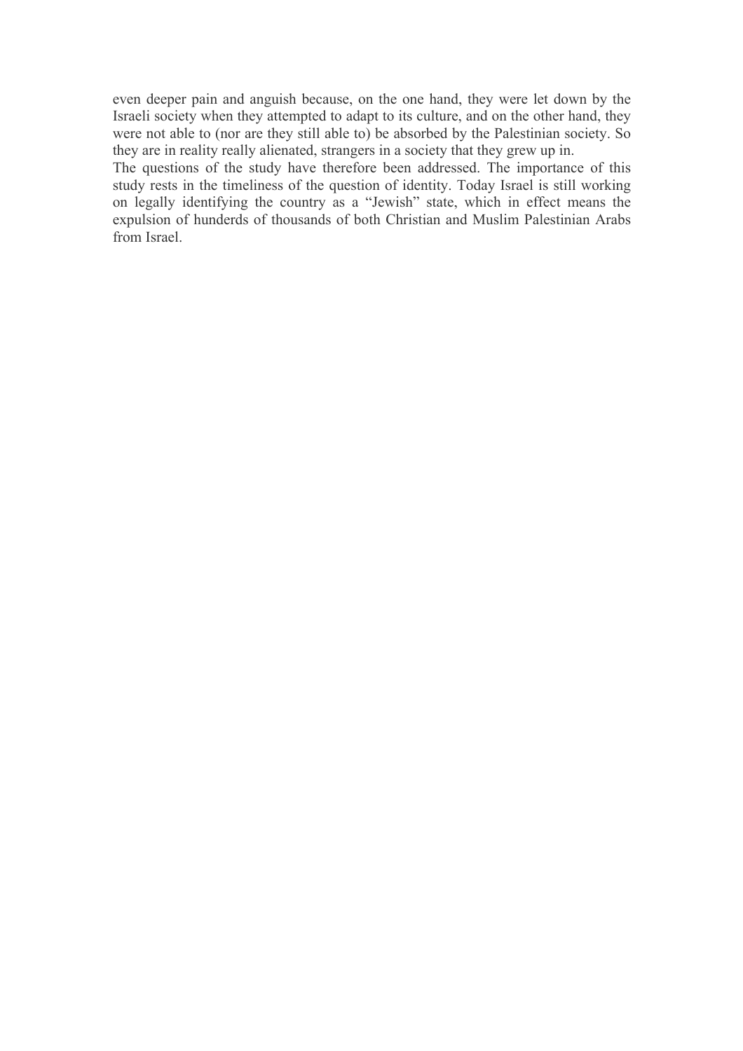even deeper pain and anguish because, on the one hand, they were let down by the Israeli society when they attempted to adapt to its culture, and on the other hand, they were not able to (nor are they still able to) be absorbed by the Palestinian society. So they are in reality really alienated, strangers in a society that they grew up in.

The questions of the study have therefore been addressed. The importance of this study rests in the timeliness of the question of identity. Today Israel is still working on legally identifying the country as a "Jewish" state, which in effect means the expulsion of hunderds of thousands of both Christian and Muslim Palestinian Arabs from Israel.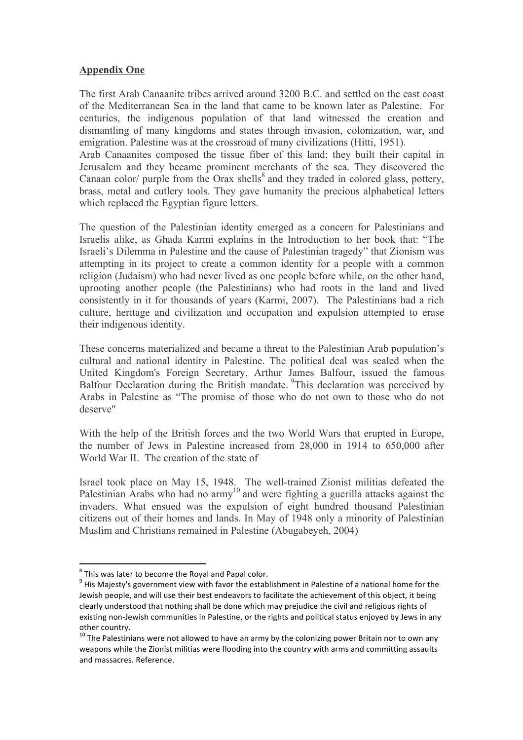**Appendix One**

The first Arab Canaanite tribes arrived around 3200 B.C. and settled on the east coast of the Mediterranean Sea in the land that came to be known later as Palestine. For centuries, the indigenous population of that land witnessed the creation and dismantling of many kingdoms and states through invasion, colonization, war, and emigration. Palestine was at the crossroad of many civilizations (Hitti, 1951).
Arab Canaanites composed the tissue fiber of this land; they built their capital in Jerusalem and they became prominent merchants of the sea. They discovered the Canaan color/ purple from the Orax shells[8] and they traded in colored glass, pottery, brass, metal and cutlery tools. They gave humanity the precious alphabetical letters which replaced the Egyptian figure letters.

The question of the Palestinian identity emerged as a concern for Palestinians and Israelis alike, as Ghada Karmi explains in the Introduction to her book that: "The Israeli's Dilemma in Palestine and the cause of Palestinian tragedy" that Zionism was attempting in its project to create a common identity for a people with a common religion (Judaism) who had never lived as one people before while, on the other hand, uprooting another people (the Palestinians) who had roots in the land and lived consistently in it for thousands of years (Karmi, 2007). The Palestinians had a rich culture, heritage and civilization and occupation and expulsion attempted to erase their indigenous identity.

These concerns materialized and became a threat to the Palestinian Arab population's cultural and national identity in Palestine. The political deal was sealed when the United Kingdom's Foreign Secretary, Arthur James Balfour, issued the famous Balfour Declaration during the British mandate. [9]This declaration was perceived by Arabs in Palestine as "The promise of those who do not own to those who do not deserve"

With the help of the British forces and the two World Wars that erupted in Europe, the number of Jews in Palestine increased from 28,000 in 1914 to 650,000 after World War II. The creation of the state of

Israel took place on May 15, 1948. The well-trained Zionist militias defeated the Palestinian Arabs who had no army[10] and were fighting a guerilla attacks against the invaders. What ensued was the expulsion of eight hundred thousand Palestinian citizens out of their homes and lands. In May of 1948 only a minority of Palestinian Muslim and Christians remained in Palestine (Abugabeyeh, 2004)

---

[8] This was later to become the Royal and Papal color.

[9] His Majesty's government view with favor the establishment in Palestine of a national home for the Jewish people, and will use their best endeavors to facilitate the achievement of this object, it being clearly understood that nothing shall be done which may prejudice the civil and religious rights of existing non-Jewish communities in Palestine, or the rights and political status enjoyed by Jews in any other country.

[10] The Palestinians were not allowed to have an army by the colonizing power Britain nor to own any weapons while the Zionist militias were flooding into the country with arms and committing assaults and massacres. Reference.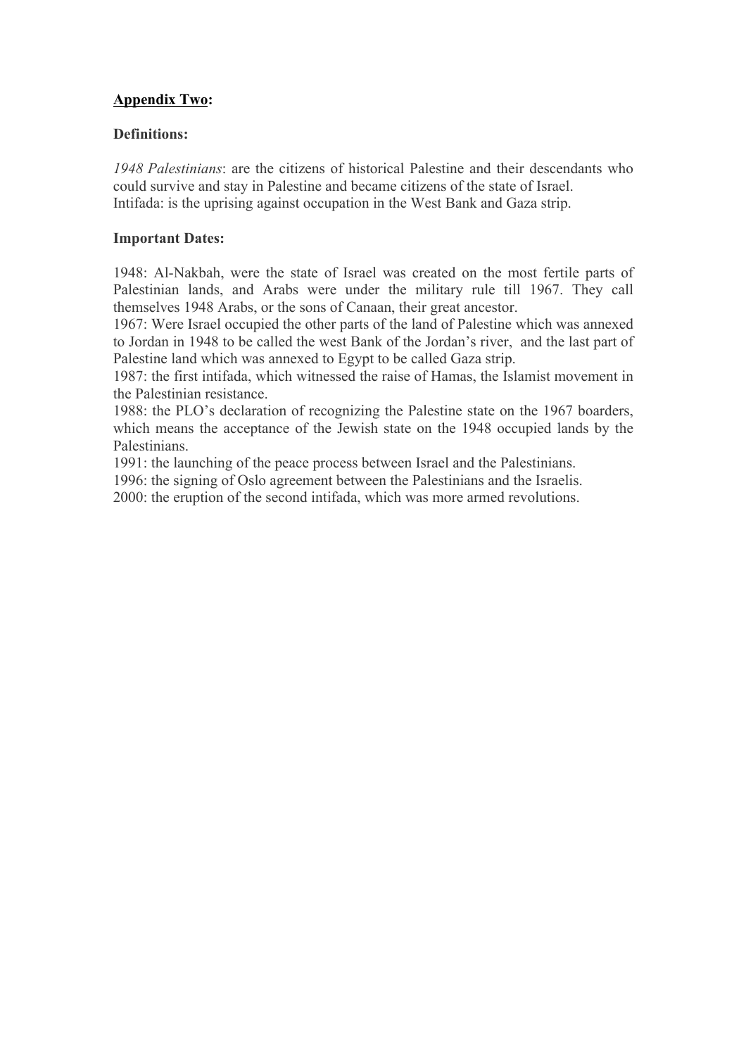**<u>Appendix Two</u>:**

**Definitions:**

*1948 Palestinians*: are the citizens of historical Palestine and their descendants who could survive and stay in Palestine and became citizens of the state of Israel.
Intifada: is the uprising against occupation in the West Bank and Gaza strip.

**Important Dates:**

1948: Al-Nakbah, were the state of Israel was created on the most fertile parts of Palestinian lands, and Arabs were under the military rule till 1967. They call themselves 1948 Arabs, or the sons of Canaan, their great ancestor.
1967: Were Israel occupied the other parts of the land of Palestine which was annexed to Jordan in 1948 to be called the west Bank of the Jordan's river, and the last part of Palestine land which was annexed to Egypt to be called Gaza strip.
1987: the first intifada, which witnessed the raise of Hamas, the Islamist movement in the Palestinian resistance.
1988: the PLO's declaration of recognizing the Palestine state on the 1967 boarders, which means the acceptance of the Jewish state on the 1948 occupied lands by the Palestinians.
1991: the launching of the peace process between Israel and the Palestinians.
1996: the signing of Oslo agreement between the Palestinians and the Israelis.
2000: the eruption of the second intifada, which was more armed revolutions.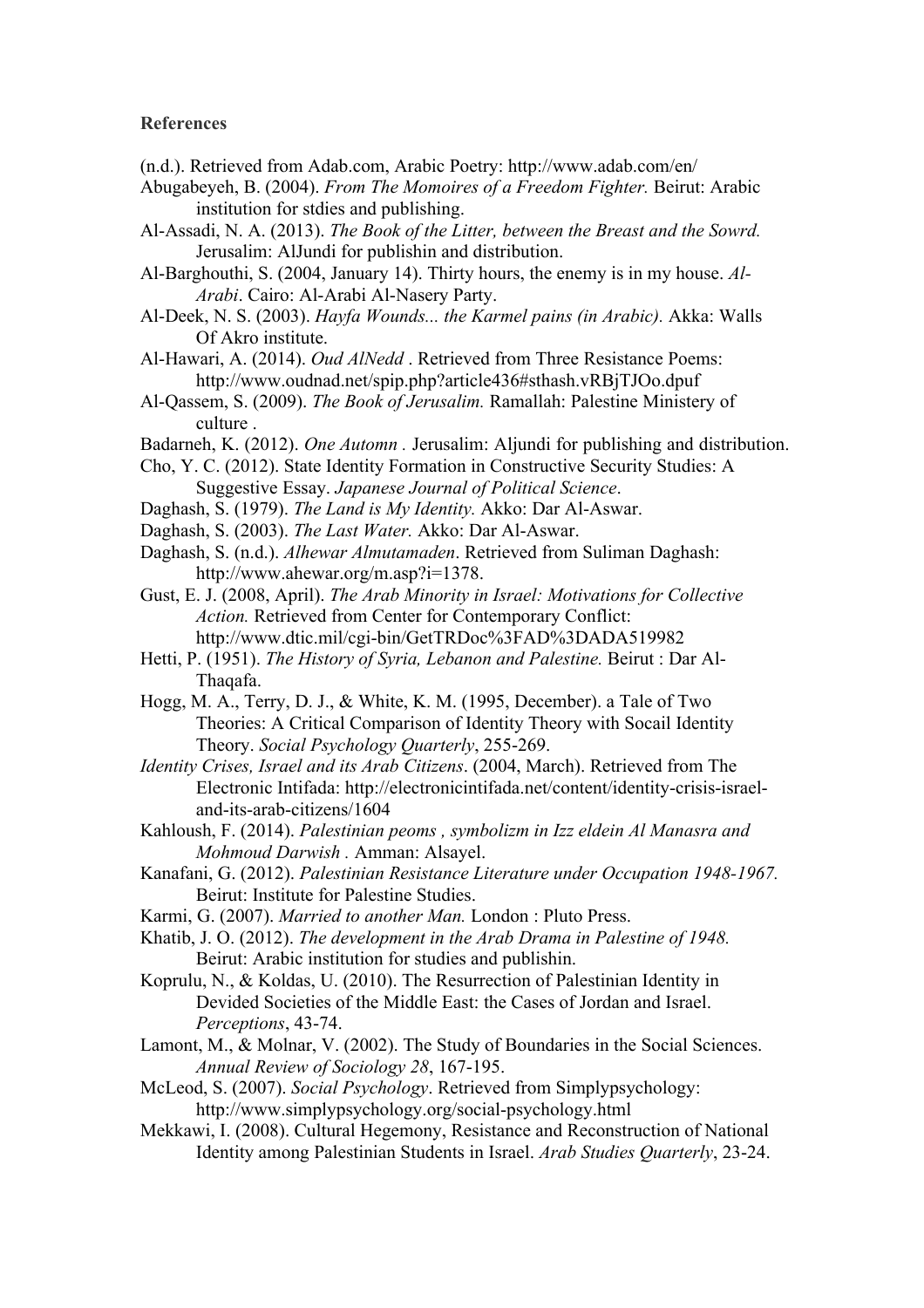**References**

(n.d.). Retrieved from Adab.com, Arabic Poetry: http://www.adab.com/en/

Abugabeyeh, B. (2004). *From The Momoires of a Freedom Fighter.* Beirut: Arabic institution for stdies and publishing.

Al-Assadi, N. A. (2013). *The Book of the Litter, between the Breast and the Sowrd.* Jerusalim: AlJundi for publishin and distribution.

Al-Barghouthi, S. (2004, January 14). Thirty hours, the enemy is in my house. *Al-Arabi*. Cairo: Al-Arabi Al-Nasery Party.

Al-Deek, N. S. (2003). *Hayfa Wounds... the Karmel pains (in Arabic).* Akka: Walls Of Akro institute.

Al-Hawari, A. (2014). *Oud AlNedd* . Retrieved from Three Resistance Poems: http://www.oudnad.net/spip.php?article436#sthash.vRBjTJOo.dpuf

Al-Qassem, S. (2009). *The Book of Jerusalim.* Ramallah: Palestine Ministery of culture .

Badarneh, K. (2012). *One Automn .* Jerusalim: Aljundi for publishing and distribution.

Cho, Y. C. (2012). State Identity Formation in Constructive Security Studies: A Suggestive Essay. *Japanese Journal of Political Science*.

Daghash, S. (1979). *The Land is My Identity.* Akko: Dar Al-Aswar.

Daghash, S. (2003). *The Last Water.* Akko: Dar Al-Aswar.

Daghash, S. (n.d.). *Alhewar Almutamaden*. Retrieved from Suliman Daghash: http://www.ahewar.org/m.asp?i=1378.

Gust, E. J. (2008, April). *The Arab Minority in Israel: Motivations for Collective Action.* Retrieved from Center for Contemporary Conflict: http://www.dtic.mil/cgi-bin/GetTRDoc%3FAD%3DADA519982

Hetti, P. (1951). *The History of Syria, Lebanon and Palestine.* Beirut : Dar Al-Thaqafa.

Hogg, M. A., Terry, D. J., & White, K. M. (1995, December). a Tale of Two Theories: A Critical Comparison of Identity Theory with Socail Identity Theory. *Social Psychology Quarterly*, 255-269.

*Identity Crises, Israel and its Arab Citizens*. (2004, March). Retrieved from The Electronic Intifada: http://electronicintifada.net/content/identity-crisis-israel-and-its-arab-citizens/1604

Kahloush, F. (2014). *Palestinian peoms , symbolizm in Izz eldein Al Manasra and Mohmoud Darwish .* Amman: Alsayel.

Kanafani, G. (2012). *Palestinian Resistance Literature under Occupation 1948-1967.* Beirut: Institute for Palestine Studies.

Karmi, G. (2007). *Married to another Man.* London : Pluto Press.

Khatib, J. O. (2012). *The development in the Arab Drama in Palestine of 1948.* Beirut: Arabic institution for studies and publishin.

Koprulu, N., & Koldas, U. (2010). The Resurrection of Palestinian Identity in Devided Societies of the Middle East: the Cases of Jordan and Israel. *Perceptions*, 43-74.

Lamont, M., & Molnar, V. (2002). The Study of Boundaries in the Social Sciences. *Annual Review of Sociology 28*, 167-195.

McLeod, S. (2007). *Social Psychology*. Retrieved from Simplypsychology: http://www.simplypsychology.org/social-psychology.html

Mekkawi, I. (2008). Cultural Hegemony, Resistance and Reconstruction of National Identity among Palestinian Students in Israel. *Arab Studies Quarterly*, 23-24.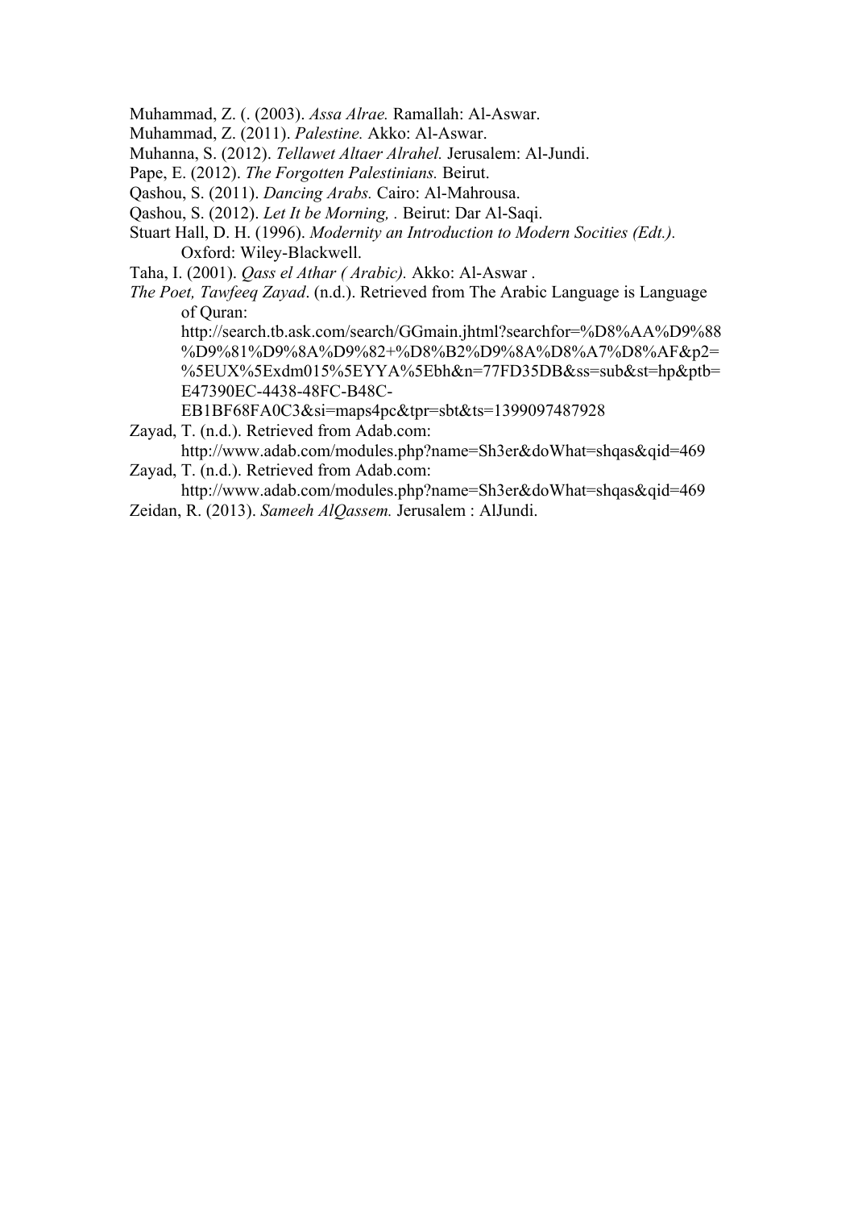Muhammad, Z. (. (2003). *Assa Alrae.* Ramallah: Al-Aswar.

Muhammad, Z. (2011). *Palestine.* Akko: Al-Aswar.

Muhanna, S. (2012). *Tellawet Altaer Alrahel.* Jerusalem: Al-Jundi.

Pape, E. (2012). *The Forgotten Palestinians.* Beirut.

Qashou, S. (2011). *Dancing Arabs.* Cairo: Al-Mahrousa.

Qashou, S. (2012). *Let It be Morning, .* Beirut: Dar Al-Saqi.

Stuart Hall, D. H. (1996). *Modernity an Introduction to Modern Socities (Edt.).* Oxford: Wiley-Blackwell.

Taha, I. (2001). *Qass el Athar ( Arabic).* Akko: Al-Aswar .

*The Poet, Tawfeeq Zayad*. (n.d.). Retrieved from The Arabic Language is Language of Quran: http://search.tb.ask.com/search/GGmain.jhtml?searchfor=%D8%AA%D9%88%D9%81%D9%8A%D9%82+%D8%B2%D9%8A%D8%A7%D8%AF&p2=%5EUX%5Exdm015%5EYYA%5Ebh&n=77FD35DB&ss=sub&st=hp&ptb=E47390EC-4438-48FC-B48C-EB1BF68FA0C3&si=maps4pc&tpr=sbt&ts=1399097487928

Zayad, T. (n.d.). Retrieved from Adab.com: http://www.adab.com/modules.php?name=Sh3er&doWhat=shqas&qid=469

Zayad, T. (n.d.). Retrieved from Adab.com: http://www.adab.com/modules.php?name=Sh3er&doWhat=shqas&qid=469

Zeidan, R. (2013). *Sameeh AlQassem.* Jerusalem : AlJundi.